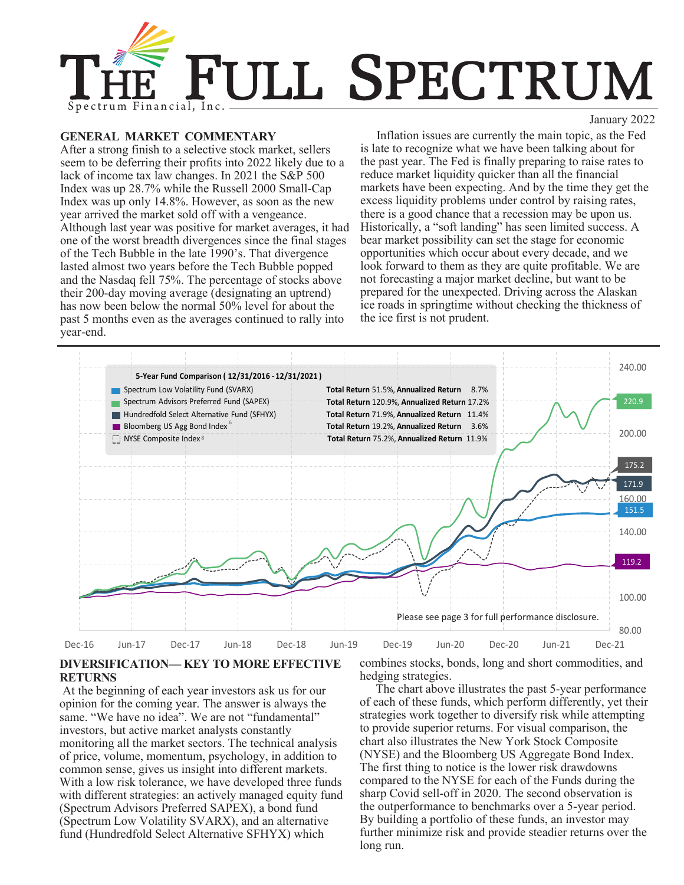# THE FULL SPECTRUM

Spectrum Financial, Inc.

January 2022

## GENERAL MARKET COMMENTARY

After a strong finish to a selective stock market, sellers seem to be deferring their profits into 2022 likely due to a lack of income tax law changes. In 2021 the S&P 500 Index was up 28.7% while the Russell 2000 Small-Cap Index was up only 14.8%. However, as soon as the new year arrived the market sold off with a vengeance. Although last year was positive for market averages, it had one of the worst breadth divergences since the final stages of the Tech Bubble in the late 1990's. That divergence lasted almost two years before the Tech Bubble popped and the Nasdaq fell 75%. The percentage of stocks above their 200-day moving average (designating an uptrend) has now been below the normal 50% level for about the past 5 months even as the averages continued to rally into year-end.

Inflation issues are currently the main topic, as the Fed is late to recognize what we have been talking about for the past year. The Fed is finally preparing to raise rates to reduce market liquidity quicker than all the financial markets have been expecting. And by the time they get the excess liquidity problems under control by raising rates, there is a good chance that a recession may be upon us. Historically, a "soft landing" has seen limited success. A bear market possibility can set the stage for economic opportunities which occur about every decade, and we look forward to them as they are quite profitable. We are not forecasting a major market decline, but want to be prepared for the unexpected. Driving across the Alaskan ice roads in springtime without checking the thickness of the ice first is not prudent.

**5-Year Fund Comparison ( 12/31/2016 - 12/31/2021 )**

| Fund | Total Return | Annualized Return |
|---|---|---|
| Spectrum Low Volatility Fund (SVARX) | 51.5% | 8.7% |
| Spectrum Advisors Preferred Fund (SAPEX) | 120.9% | 17.2% |
| Hundredfold Select Alternative Fund (SFHYX) | 71.9% | 11.4% |
| Bloomberg US Agg Bond Index[6] | 19.2% | 3.6% |
| NYSE Composite Index[8] | 75.2% | 11.9% |

Please see page 3 for full performance disclosure.

## DIVERSIFICATION— KEY TO MORE EFFECTIVE RETURNS

At the beginning of each year investors ask us for our opinion for the coming year. The answer is always the same. "We have no idea". We are not "fundamental" investors, but active market analysts constantly monitoring all the market sectors. The technical analysis of price, volume, momentum, psychology, in addition to common sense, gives us insight into different markets. With a low risk tolerance, we have developed three funds with different strategies: an actively managed equity fund (Spectrum Advisors Preferred SAPEX), a bond fund (Spectrum Low Volatility SVARX), and an alternative fund (Hundredfold Select Alternative SFHYX) which combines stocks, bonds, long and short commodities, and hedging strategies.

The chart above illustrates the past 5-year performance of each of these funds, which perform differently, yet their strategies work together to diversify risk while attempting to provide superior returns. For visual comparison, the chart also illustrates the New York Stock Composite (NYSE) and the Bloomberg US Aggregate Bond Index. The first thing to notice is the lower risk drawdowns compared to the NYSE for each of the Funds during the sharp Covid sell-off in 2020. The second observation is the outperformance to benchmarks over a 5-year period. By building a portfolio of these funds, an investor may further minimize risk and provide steadier returns over the long run.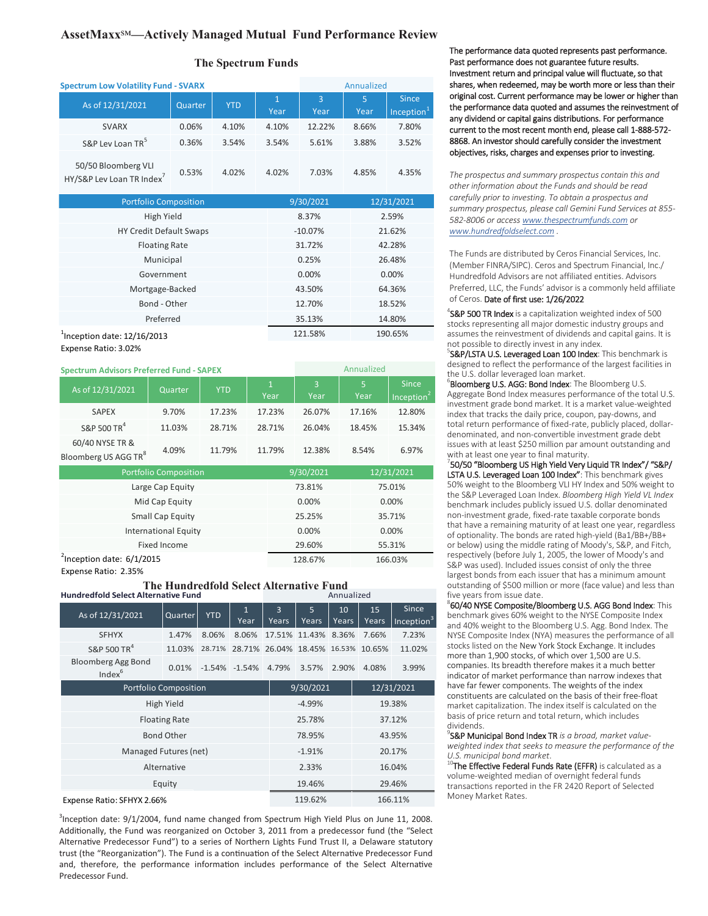# AssetMaxx℠—Actively Managed Mutual Fund Performance Review

## The Spectrum Funds

**Spectrum Low Volatility Fund - SVARX**

| As of 12/31/2021 | Quarter | YTD | 1 Year | 3 Year (Annualized) | 5 Year (Annualized) | Since Inception[1] (Annualized) |
|---|---|---|---|---|---|---|
| SVARX | 0.06% | 4.10% | 4.10% | 12.22% | 8.66% | 7.80% |
| S&P Lev Loan TR[5] | 0.36% | 3.54% | 3.54% | 5.61% | 3.88% | 3.52% |
| 50/50 Bloomberg VLI HY/S&P Lev Loan TR Index[7] | 0.53% | 4.02% | 4.02% | 7.03% | 4.85% | 4.35% |

| Portfolio Composition | 9/30/2021 | 12/31/2021 |
|---|---|---|
| High Yield | 8.37% | 2.59% |
| HY Credit Default Swaps | -10.07% | 21.62% |
| Floating Rate | 31.72% | 42.28% |
| Municipal | 0.25% | 26.48% |
| Government | 0.00% | 0.00% |
| Mortgage-Backed | 43.50% | 64.36% |
| Bond - Other | 12.70% | 18.52% |
| Preferred | 35.13% | 14.80% |
| | 121.58% | 190.65% |

[1]Inception date: 12/16/2013
Expense Ratio: 3.02%

**Spectrum Advisors Preferred Fund - SAPEX**

| As of 12/31/2021 | Quarter | YTD | 1 Year | 3 Year (Annualized) | 5 Year (Annualized) | Since Inception[2] (Annualized) |
|---|---|---|---|---|---|---|
| SAPEX | 9.70% | 17.23% | 17.23% | 26.07% | 17.16% | 12.80% |
| S&P 500 TR[4] | 11.03% | 28.71% | 28.71% | 26.04% | 18.45% | 15.34% |
| 60/40 NYSE TR & Bloomberg US AGG TR[8] | 4.09% | 11.79% | 11.79% | 12.38% | 8.54% | 6.97% |

| Portfolio Composition | 9/30/2021 | 12/31/2021 |
|---|---|---|
| Large Cap Equity | 73.81% | 75.01% |
| Mid Cap Equity | 0.00% | 0.00% |
| Small Cap Equity | 25.25% | 35.71% |
| International Equity | 0.00% | 0.00% |
| Fixed Income | 29.60% | 55.31% |
| | 128.67% | 166.03% |

[2]Inception date: 6/1/2015
Expense Ratio: 2.35%

## The Hundredfold Select Alternative Fund

**Hundredfold Select Alternative Fund**

| As of 12/31/2021 | Quarter | YTD | 1 Year | 3 Years (Annualized) | 5 Years (Annualized) | 10 Years (Annualized) | 15 Years (Annualized) | Since Inception[3] (Annualized) |
|---|---|---|---|---|---|---|---|---|
| SFHYX | 1.47% | 8.06% | 8.06% | 17.51% | 11.43% | 8.36% | 7.66% | 7.23% |
| S&P 500 TR[4] | 11.03% | 28.71% | 28.71% | 26.04% | 18.45% | 16.53% | 10.65% | 11.02% |
| Bloomberg Agg Bond Index[6] | 0.01% | -1.54% | -1.54% | 4.79% | 3.57% | 2.90% | 4.08% | 3.99% |

| Portfolio Composition | 9/30/2021 | 12/31/2021 |
|---|---|---|
| High Yield | -4.99% | 19.38% |
| Floating Rate | 25.78% | 37.12% |
| Bond Other | 78.95% | 43.95% |
| Managed Futures (net) | -1.91% | 20.17% |
| Alternative | 2.33% | 16.04% |
| Equity | 19.46% | 29.46% |
| Expense Ratio: SFHYX 2.66% | 119.62% | 166.11% |

[3]Inception date: 9/1/2004, fund name changed from Spectrum High Yield Plus on June 11, 2008. Additionally, the Fund was reorganized on October 3, 2011 from a predecessor fund (the "Select Alternative Predecessor Fund") to a series of Northern Lights Fund Trust II, a Delaware statutory trust (the "Reorganization"). The Fund is a continuation of the Select Alternative Predecessor Fund and, therefore, the performance information includes performance of the Select Alternative Predecessor Fund.

The performance data quoted represents past performance. Past performance does not guarantee future results. Investment return and principal value will fluctuate, so that shares, when redeemed, may be worth more or less than their original cost. Current performance may be lower or higher than the performance data quoted and assumes the reinvestment of any dividend or capital gains distributions. For performance current to the most recent month end, please call 1-888-572-8868. An investor should carefully consider the investment objectives, risks, charges and expenses prior to investing.

*The prospectus and summary prospectus contain this and other information about the Funds and should be read carefully prior to investing. To obtain a prospectus and summary prospectus, please call Gemini Fund Services at 855-582-8006 or access www.thespectrumfunds.com or www.hundredfoldselect.com .*

The Funds are distributed by Ceros Financial Services, Inc. (Member FINRA/SIPC). Ceros and Spectrum Financial, Inc./ Hundredfold Advisors are not affiliated entities. Advisors Preferred, LLC, the Funds' advisor is a commonly held affiliate of Ceros. Date of first use: 1/26/2022

[4]S&P 500 TR Index is a capitalization weighted index of 500 stocks representing all major domestic industry groups and assumes the reinvestment of dividends and capital gains. It is not possible to directly invest in any index.

[5]S&P/LSTA U.S. Leveraged Loan 100 Index: This benchmark is designed to reflect the performance of the largest facilities in the U.S. dollar leveraged loan market.

[6]Bloomberg U.S. AGG: Bond Index: The Bloomberg U.S. Aggregate Bond Index measures performance of the total U.S. investment grade bond market. It is a market value-weighted index that tracks the daily price, coupon, pay-downs, and total return performance of fixed-rate, publicly placed, dollar-denominated, and non-convertible investment grade debt issues with at least $250 million par amount outstanding and with at least one year to final maturity.

[7]50/50 "Bloomberg US High Yield Very Liquid TR Index"/ "S&P/ LSTA U.S. Leveraged Loan 100 Index": This benchmark gives 50% weight to the Bloomberg VLI HY Index and 50% weight to the S&P Leveraged Loan Index. *Bloomberg High Yield VL Index* benchmark includes publicly issued U.S. dollar denominated non-investment grade, fixed-rate taxable corporate bonds that have a remaining maturity of at least one year, regardless of optionality. The bonds are rated high-yield (Ba1/BB+/BB+ or below) using the middle rating of Moody's, S&P, and Fitch, respectively (before July 1, 2005, the lower of Moody's and S&P was used). Included issues consist of only the three largest bonds from each issuer that has a minimum amount outstanding of $500 million or more (face value) and less than five years from issue date.

[8]60/40 NYSE Composite/Bloomberg U.S. AGG Bond Index: This benchmark gives 60% weight to the NYSE Composite Index and 40% weight to the Bloomberg U.S. Agg. Bond Index. The NYSE Composite Index (NYA) measures the performance of all stocks listed on the New York Stock Exchange. It includes more than 1,900 stocks, of which over 1,500 are U.S. companies. Its breadth therefore makes it a much better indicator of market performance than narrow indexes that have far fewer components. The weights of the index constituents are calculated on the basis of their free-float market capitalization. The index itself is calculated on the basis of price return and total return, which includes dividends.

[9]S&P Municipal Bond Index TR *is a broad, market value-weighted index that seeks to measure the performance of the U.S. municipal bond market.*

[10]The Effective Federal Funds Rate (EFFR) is calculated as a volume-weighted median of overnight federal funds transactions reported in the FR 2420 Report of Selected Money Market Rates.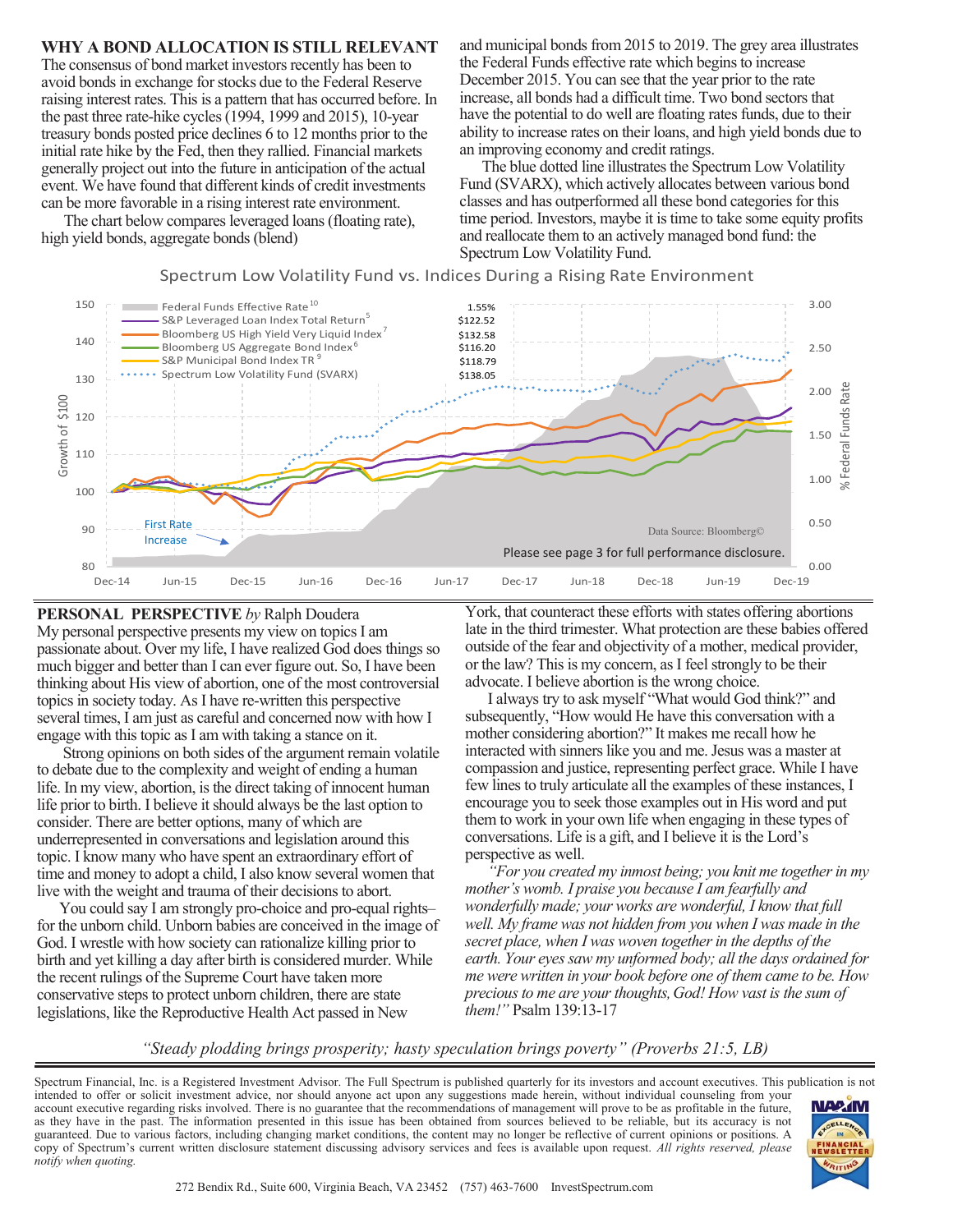## WHY A BOND ALLOCATION IS STILL RELEVANT

The consensus of bond market investors recently has been to avoid bonds in exchange for stocks due to the Federal Reserve raising interest rates. This is a pattern that has occurred before. In the past three rate-hike cycles (1994, 1999 and 2015), 10-year treasury bonds posted price declines 6 to 12 months prior to the initial rate hike by the Fed, then they rallied. Financial markets generally project out into the future in anticipation of the actual event. We have found that different kinds of credit investments can be more favorable in a rising interest rate environment.

The chart below compares leveraged loans (floating rate), high yield bonds, aggregate bonds (blend) and municipal bonds from 2015 to 2019. The grey area illustrates the Federal Funds effective rate which begins to increase December 2015. You can see that the year prior to the rate increase, all bonds had a difficult time. Two bond sectors that have the potential to do well are floating rates funds, due to their ability to increase rates on their loans, and high yield bonds due to an improving economy and credit ratings.

The blue dotted line illustrates the Spectrum Low Volatility Fund (SVARX), which actively allocates between various bond classes and has outperformed all these bond categories for this time period. Investors, maybe it is time to take some equity profits and reallocate them to an actively managed bond fund: the Spectrum Low Volatility Fund.

Spectrum Low Volatility Fund vs. Indices During a Rising Rate Environment

Federal Funds Effective Rate[10] 1.55%
S&P Leveraged Loan Index Total Return[5] $122.52
Bloomberg US High Yield Very Liquid Index[7] $132.58
Bloomberg US Aggregate Bond Index[6] $116.20
S&P Municipal Bond Index TR[9] $118.79
Spectrum Low Volatility Fund (SVARX) $138.05

Growth of $100: 80, 90, 100, 110, 120, 130, 140, 150
% Federal Funds Rate: 0.00, 0.50, 1.00, 1.50, 2.00, 2.50, 3.00
Dec-14, Jun-15, Dec-15, Jun-16, Dec-16, Jun-17, Dec-17, Jun-18, Dec-18, Jun-19, Dec-19

First Rate Increase

Data Source: Bloomberg©

Please see page 3 for full performance disclosure.

## PERSONAL PERSPECTIVE *by* Ralph Doudera

My personal perspective presents my view on topics I am passionate about. Over my life, I have realized God does things so much bigger and better than I can ever figure out. So, I have been thinking about His view of abortion, one of the most controversial topics in society today. As I have re-written this perspective several times, I am just as careful and concerned now with how I engage with this topic as I am with taking a stance on it.

Strong opinions on both sides of the argument remain volatile to debate due to the complexity and weight of ending a human life. In my view, abortion, is the direct taking of innocent human life prior to birth. I believe it should always be the last option to consider. There are better options, many of which are underrepresented in conversations and legislation around this topic. I know many who have spent an extraordinary effort of time and money to adopt a child, I also know several women that live with the weight and trauma of their decisions to abort.

You could say I am strongly pro-choice and pro-equal rights– for the unborn child. Unborn babies are conceived in the image of God. I wrestle with how society can rationalize killing prior to birth and yet killing a day after birth is considered murder. While the recent rulings of the Supreme Court have taken more conservative steps to protect unborn children, there are state legislations, like the Reproductive Health Act passed in New York, that counteract these efforts with states offering abortions late in the third trimester. What protection are these babies offered outside of the fear and objectivity of a mother, medical provider, or the law? This is my concern, as I feel strongly to be their advocate. I believe abortion is the wrong choice.

I always try to ask myself "What would God think?" and subsequently, "How would He have this conversation with a mother considering abortion?" It makes me recall how he interacted with sinners like you and me. Jesus was a master at compassion and justice, representing perfect grace. While I have few lines to truly articulate all the examples of these instances, I encourage you to seek those examples out in His word and put them to work in your own life when engaging in these types of conversations. Life is a gift, and I believe it is the Lord's perspective as well.

*"For you created my inmost being; you knit me together in my mother's womb. I praise you because I am fearfully and wonderfully made; your works are wonderful, I know that full well. My frame was not hidden from you when I was made in the secret place, when I was woven together in the depths of the earth. Your eyes saw my unformed body; all the days ordained for me were written in your book before one of them came to be. How precious to me are your thoughts, God! How vast is the sum of them!"* Psalm 139:13-17

*"Steady plodding brings prosperity; hasty speculation brings poverty" (Proverbs 21:5, LB)*

Spectrum Financial, Inc. is a Registered Investment Advisor. The Full Spectrum is published quarterly for its investors and account executives. This publication is not intended to offer or solicit investment advice, nor should anyone act upon any suggestions made herein, without individual counseling from your account executive regarding risks involved. There is no guarantee that the recommendations of management will prove to be as profitable in the future, as they have in the past. The information presented in this issue has been obtained from sources believed to be reliable, but its accuracy is not guaranteed. Due to various factors, including changing market conditions, the content may no longer be reflective of current opinions or positions. A copy of Spectrum's current written disclosure statement discussing advisory services and fees is available upon request. *All rights reserved, please notify when quoting.*

NAPFM Excellence in Financial Newsletter Writing

272 Bendix Rd., Suite 600, Virginia Beach, VA 23452 (757) 463-7600 InvestSpectrum.com